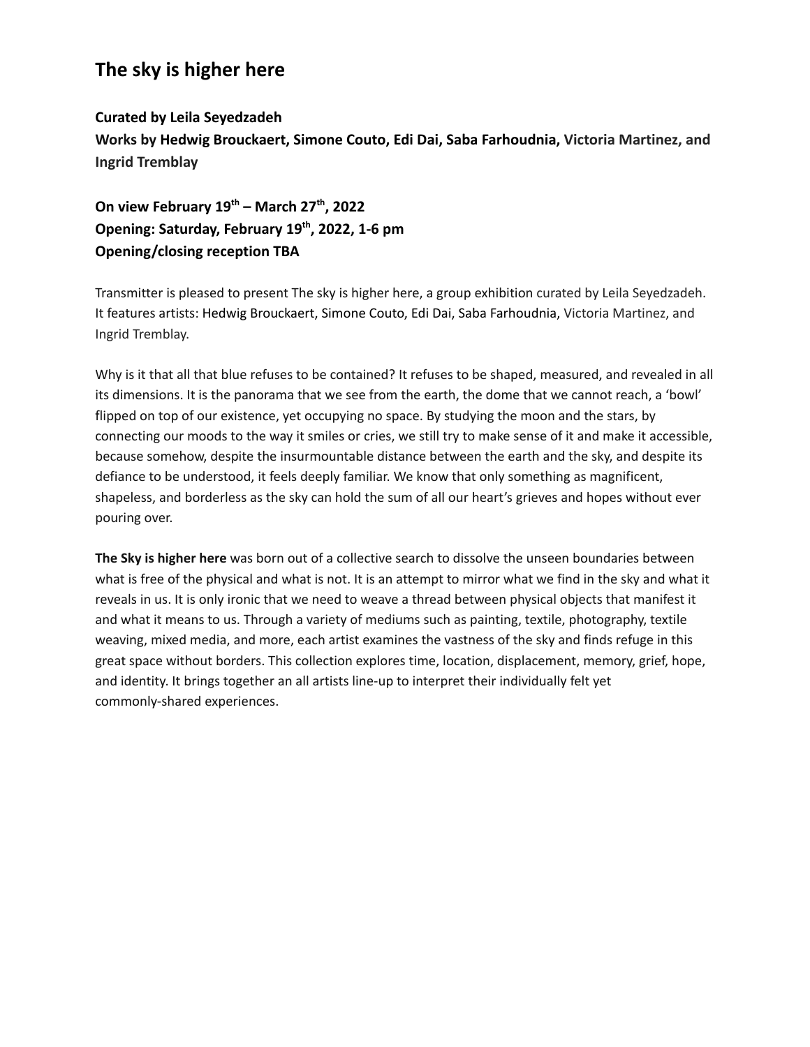# The sky is higher here

**Curated by Leila Seyedzadeh**
**Works by Hedwig Brouckaert, Simone Couto, Edi Dai, Saba Farhoudnia, Victoria Martinez, and Ingrid Tremblay**

**On view February 19th – March 27th, 2022**
**Opening: Saturday, February 19th, 2022, 1-6 pm**
**Opening/closing reception TBA**

Transmitter is pleased to present The sky is higher here, a group exhibition curated by Leila Seyedzadeh. It features artists: Hedwig Brouckaert, Simone Couto, Edi Dai, Saba Farhoudnia, Victoria Martinez, and Ingrid Tremblay.

Why is it that all that blue refuses to be contained? It refuses to be shaped, measured, and revealed in all its dimensions. It is the panorama that we see from the earth, the dome that we cannot reach, a 'bowl' flipped on top of our existence, yet occupying no space. By studying the moon and the stars, by connecting our moods to the way it smiles or cries, we still try to make sense of it and make it accessible, because somehow, despite the insurmountable distance between the earth and the sky, and despite its defiance to be understood, it feels deeply familiar. We know that only something as magnificent, shapeless, and borderless as the sky can hold the sum of all our heart's grieves and hopes without ever pouring over.

**The Sky is higher here** was born out of a collective search to dissolve the unseen boundaries between what is free of the physical and what is not. It is an attempt to mirror what we find in the sky and what it reveals in us. It is only ironic that we need to weave a thread between physical objects that manifest it and what it means to us. Through a variety of mediums such as painting, textile, photography, textile weaving, mixed media, and more, each artist examines the vastness of the sky and finds refuge in this great space without borders. This collection explores time, location, displacement, memory, grief, hope, and identity. It brings together an all artists line-up to interpret their individually felt yet commonly-shared experiences.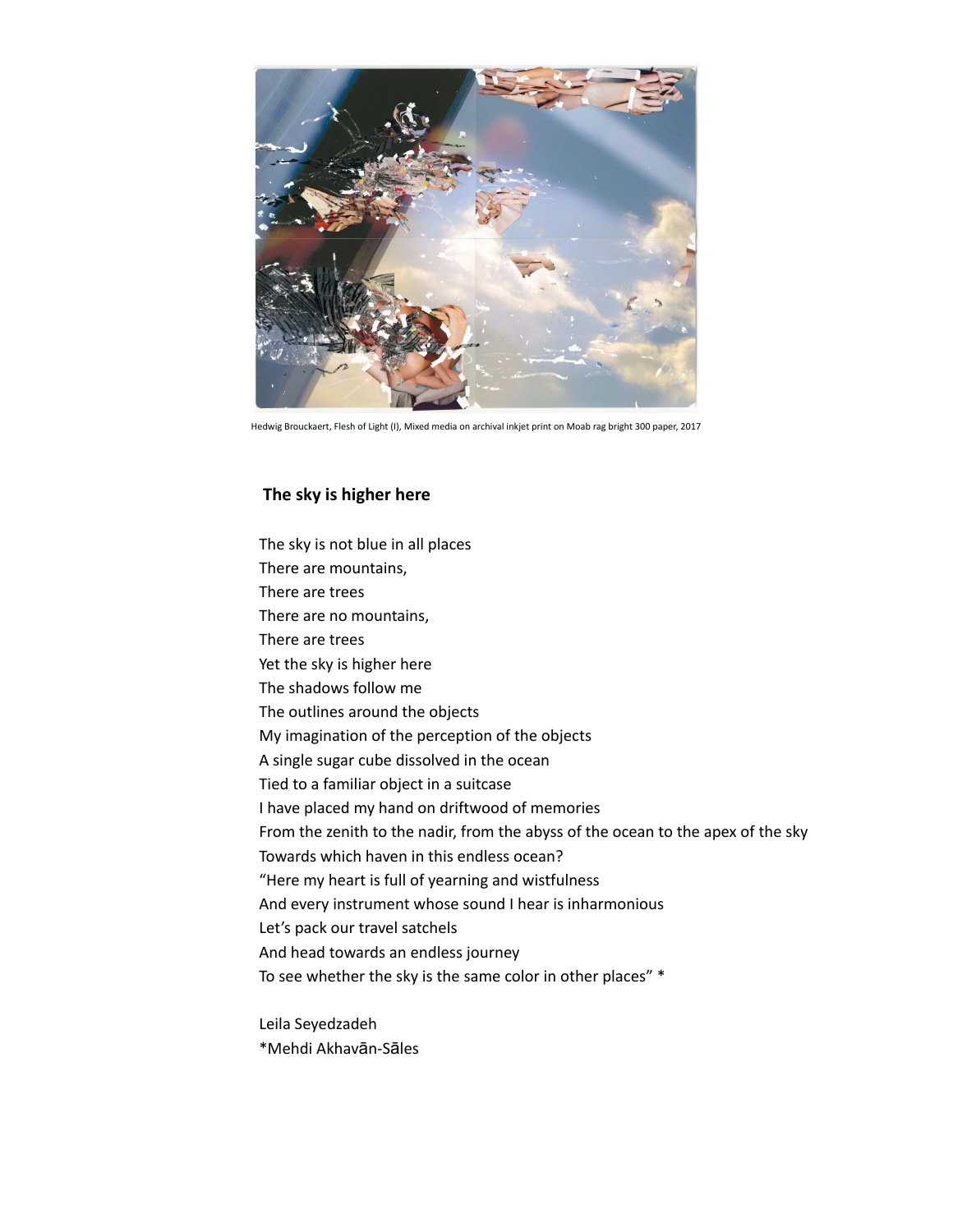Hedwig Brouckaert, Flesh of Light (I), Mixed media on archival inkjet print on Moab rag bright 300 paper, 2017

### The sky is higher here

The sky is not blue in all places
There are mountains,
There are trees
There are no mountains,
There are trees
Yet the sky is higher here
The shadows follow me
The outlines around the objects
My imagination of the perception of the objects
A single sugar cube dissolved in the ocean
Tied to a familiar object in a suitcase
I have placed my hand on driftwood of memories
From the zenith to the nadir, from the abyss of the ocean to the apex of the sky
Towards which haven in this endless ocean?
"Here my heart is full of yearning and wistfulness
And every instrument whose sound I hear is inharmonious
Let's pack our travel satchels
And head towards an endless journey
To see whether the sky is the same color in other places" *

Leila Seyedzadeh
*Mehdi Akhavān-Sāles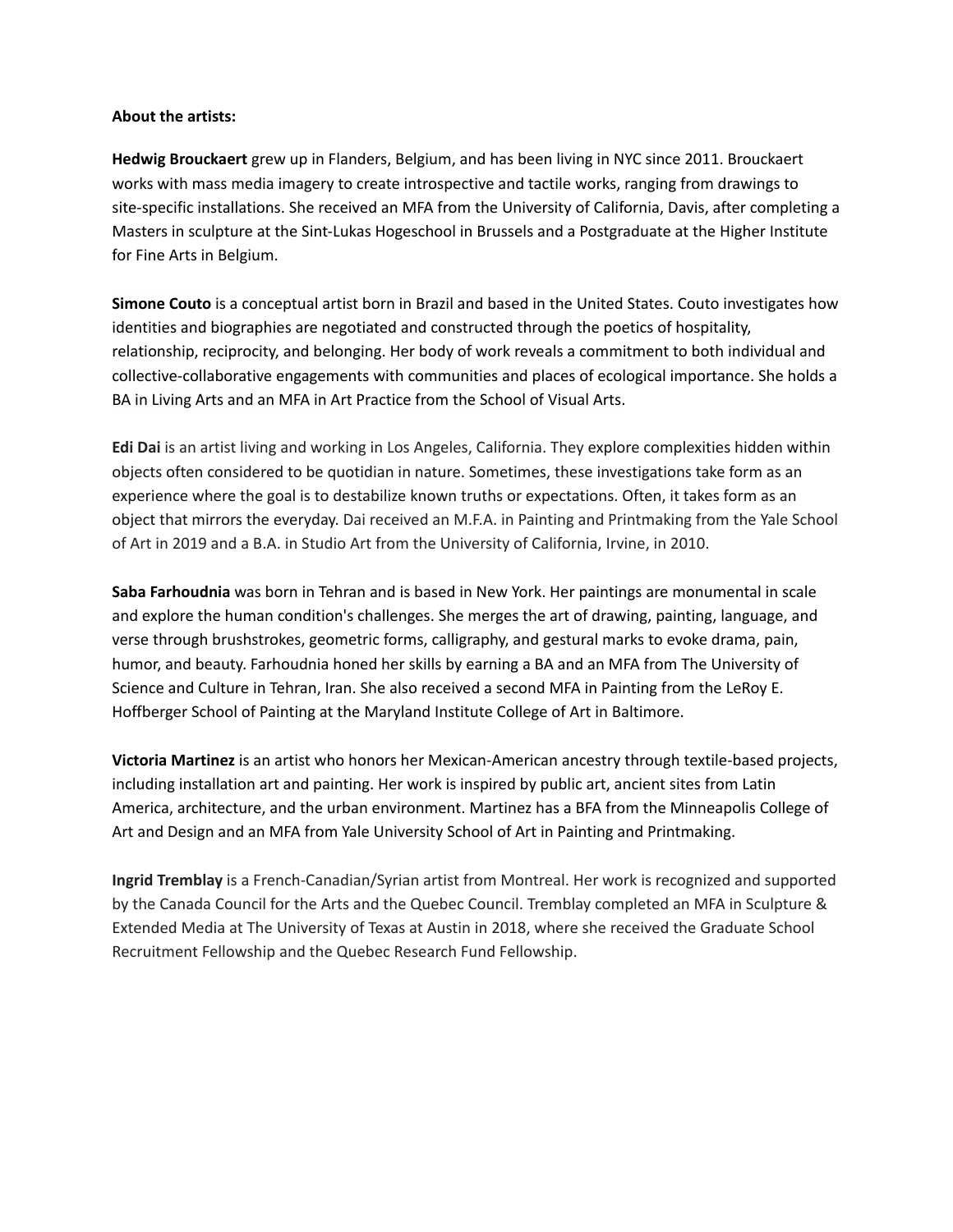**About the artists:**

**Hedwig Brouckaert** grew up in Flanders, Belgium, and has been living in NYC since 2011. Brouckaert works with mass media imagery to create introspective and tactile works, ranging from drawings to site-specific installations. She received an MFA from the University of California, Davis, after completing a Masters in sculpture at the Sint-Lukas Hogeschool in Brussels and a Postgraduate at the Higher Institute for Fine Arts in Belgium.

**Simone Couto** is a conceptual artist born in Brazil and based in the United States. Couto investigates how identities and biographies are negotiated and constructed through the poetics of hospitality, relationship, reciprocity, and belonging. Her body of work reveals a commitment to both individual and collective-collaborative engagements with communities and places of ecological importance. She holds a BA in Living Arts and an MFA in Art Practice from the School of Visual Arts.

**Edi Dai** is an artist living and working in Los Angeles, California. They explore complexities hidden within objects often considered to be quotidian in nature. Sometimes, these investigations take form as an experience where the goal is to destabilize known truths or expectations. Often, it takes form as an object that mirrors the everyday. Dai received an M.F.A. in Painting and Printmaking from the Yale School of Art in 2019 and a B.A. in Studio Art from the University of California, Irvine, in 2010.

**Saba Farhoudnia** was born in Tehran and is based in New York. Her paintings are monumental in scale and explore the human condition's challenges. She merges the art of drawing, painting, language, and verse through brushstrokes, geometric forms, calligraphy, and gestural marks to evoke drama, pain, humor, and beauty. Farhoudnia honed her skills by earning a BA and an MFA from The University of Science and Culture in Tehran, Iran. She also received a second MFA in Painting from the LeRoy E. Hoffberger School of Painting at the Maryland Institute College of Art in Baltimore.

**Victoria Martinez** is an artist who honors her Mexican-American ancestry through textile-based projects, including installation art and painting. Her work is inspired by public art, ancient sites from Latin America, architecture, and the urban environment. Martinez has a BFA from the Minneapolis College of Art and Design and an MFA from Yale University School of Art in Painting and Printmaking.

**Ingrid Tremblay** is a French-Canadian/Syrian artist from Montreal. Her work is recognized and supported by the Canada Council for the Arts and the Quebec Council. Tremblay completed an MFA in Sculpture & Extended Media at The University of Texas at Austin in 2018, where she received the Graduate School Recruitment Fellowship and the Quebec Research Fund Fellowship.